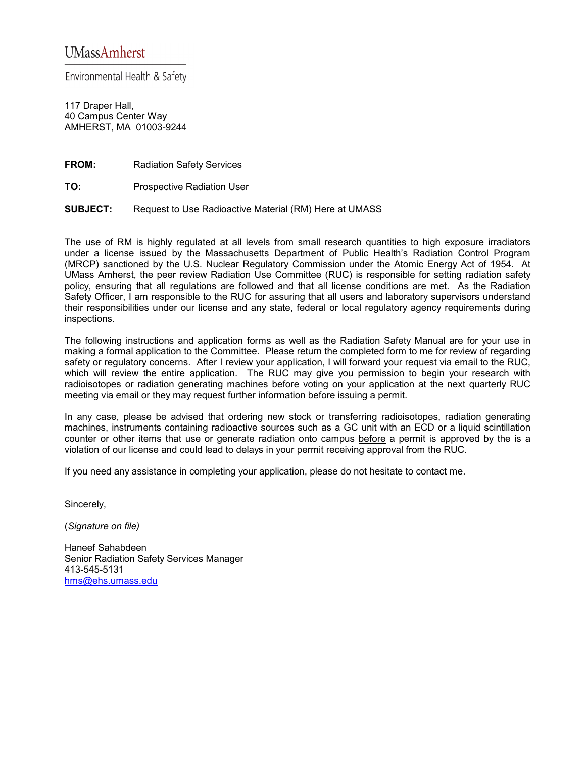UMassAmherst

Environmental Health & Safety

117 Draper Hall,
40 Campus Center Way
AMHERST, MA 01003-9244

**FROM:** Radiation Safety Services

**TO:** Prospective Radiation User

**SUBJECT:** Request to Use Radioactive Material (RM) Here at UMASS

The use of RM is highly regulated at all levels from small research quantities to high exposure irradiators under a license issued by the Massachusetts Department of Public Health's Radiation Control Program (MRCP) sanctioned by the U.S. Nuclear Regulatory Commission under the Atomic Energy Act of 1954. At UMass Amherst, the peer review Radiation Use Committee (RUC) is responsible for setting radiation safety policy, ensuring that all regulations are followed and that all license conditions are met. As the Radiation Safety Officer, I am responsible to the RUC for assuring that all users and laboratory supervisors understand their responsibilities under our license and any state, federal or local regulatory agency requirements during inspections.

The following instructions and application forms as well as the Radiation Safety Manual are for your use in making a formal application to the Committee. Please return the completed form to me for review of regarding safety or regulatory concerns. After I review your application, I will forward your request via email to the RUC, which will review the entire application. The RUC may give you permission to begin your research with radioisotopes or radiation generating machines before voting on your application at the next quarterly RUC meeting via email or they may request further information before issuing a permit.

In any case, please be advised that ordering new stock or transferring radioisotopes, radiation generating machines, instruments containing radioactive sources such as a GC unit with an ECD or a liquid scintillation counter or other items that use or generate radiation onto campus <u>before</u> a permit is approved by the is a violation of our license and could lead to delays in your permit receiving approval from the RUC.

If you need any assistance in completing your application, please do not hesitate to contact me.

Sincerely,

(*Signature on file)*

Haneef Sahabdeen
Senior Radiation Safety Services Manager
413-545-5131
hms@ehs.umass.edu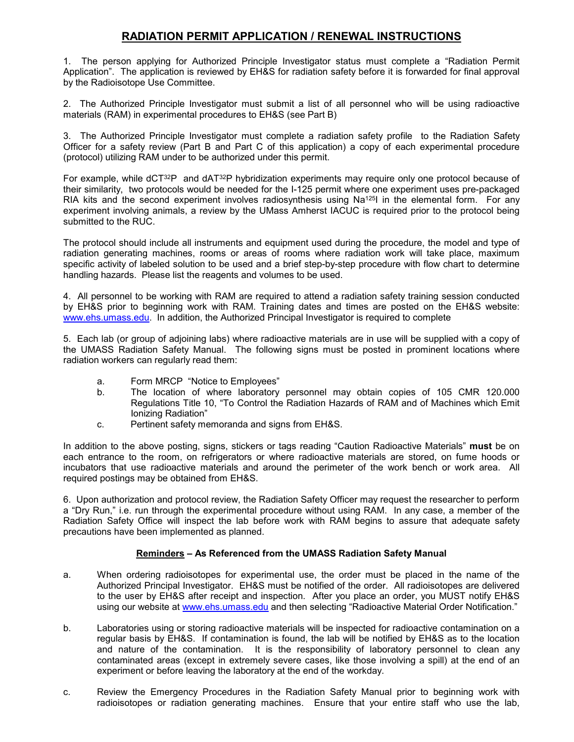# RADIATION PERMIT APPLICATION / RENEWAL INSTRUCTIONS

1. The person applying for Authorized Principle Investigator status must complete a "Radiation Permit Application". The application is reviewed by EH&S for radiation safety before it is forwarded for final approval by the Radioisotope Use Committee.

2. The Authorized Principle Investigator must submit a list of all personnel who will be using radioactive materials (RAM) in experimental procedures to EH&S (see Part B)

3. The Authorized Principle Investigator must complete a radiation safety profile to the Radiation Safety Officer for a safety review (Part B and Part C of this application) a copy of each experimental procedure (protocol) utilizing RAM under to be authorized under this permit.

For example, while dCT$^{32}$P and dAT$^{32}$P hybridization experiments may require only one protocol because of their similarity, two protocols would be needed for the I-125 permit where one experiment uses pre-packaged RIA kits and the second experiment involves radiosynthesis using Na$^{125}$I in the elemental form. For any experiment involving animals, a review by the UMass Amherst IACUC is required prior to the protocol being submitted to the RUC.

The protocol should include all instruments and equipment used during the procedure, the model and type of radiation generating machines, rooms or areas of rooms where radiation work will take place, maximum specific activity of labeled solution to be used and a brief step-by-step procedure with flow chart to determine handling hazards. Please list the reagents and volumes to be used.

4. All personnel to be working with RAM are required to attend a radiation safety training session conducted by EH&S prior to beginning work with RAM. Training dates and times are posted on the EH&S website: www.ehs.umass.edu. In addition, the Authorized Principal Investigator is required to complete

5. Each lab (or group of adjoining labs) where radioactive materials are in use will be supplied with a copy of the UMASS Radiation Safety Manual. The following signs must be posted in prominent locations where radiation workers can regularly read them:

a. Form MRCP "Notice to Employees"
b. The location of where laboratory personnel may obtain copies of 105 CMR 120.000 Regulations Title 10, "To Control the Radiation Hazards of RAM and of Machines which Emit Ionizing Radiation"
c. Pertinent safety memoranda and signs from EH&S.

In addition to the above posting, signs, stickers or tags reading "Caution Radioactive Materials" **must** be on each entrance to the room, on refrigerators or where radioactive materials are stored, on fume hoods or incubators that use radioactive materials and around the perimeter of the work bench or work area. All required postings may be obtained from EH&S.

6. Upon authorization and protocol review, the Radiation Safety Officer may request the researcher to perform a "Dry Run," i.e. run through the experimental procedure without using RAM. In any case, a member of the Radiation Safety Office will inspect the lab before work with RAM begins to assure that adequate safety precautions have been implemented as planned.

### <u>Reminders</u> – As Referenced from the UMASS Radiation Safety Manual

a. When ordering radioisotopes for experimental use, the order must be placed in the name of the Authorized Principal Investigator. EH&S must be notified of the order. All radioisotopes are delivered to the user by EH&S after receipt and inspection. After you place an order, you MUST notify EH&S using our website at www.ehs.umass.edu and then selecting "Radioactive Material Order Notification."

b. Laboratories using or storing radioactive materials will be inspected for radioactive contamination on a regular basis by EH&S. If contamination is found, the lab will be notified by EH&S as to the location and nature of the contamination. It is the responsibility of laboratory personnel to clean any contaminated areas (except in extremely severe cases, like those involving a spill) at the end of an experiment or before leaving the laboratory at the end of the workday.

c. Review the Emergency Procedures in the Radiation Safety Manual prior to beginning work with radioisotopes or radiation generating machines. Ensure that your entire staff who use the lab,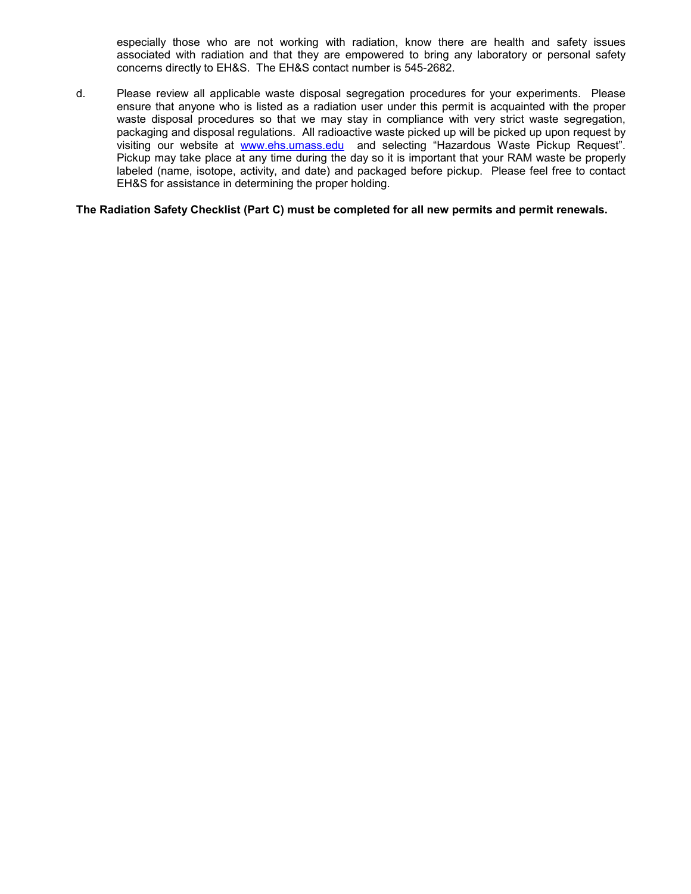especially those who are not working with radiation, know there are health and safety issues associated with radiation and that they are empowered to bring any laboratory or personal safety concerns directly to EH&S. The EH&S contact number is 545-2682.

d. Please review all applicable waste disposal segregation procedures for your experiments. Please ensure that anyone who is listed as a radiation user under this permit is acquainted with the proper waste disposal procedures so that we may stay in compliance with very strict waste segregation, packaging and disposal regulations. All radioactive waste picked up will be picked up upon request by visiting our website at [www.ehs.umass.edu](http://www.ehs.umass.edu) and selecting "Hazardous Waste Pickup Request". Pickup may take place at any time during the day so it is important that your RAM waste be properly labeled (name, isotope, activity, and date) and packaged before pickup. Please feel free to contact EH&S for assistance in determining the proper holding.

**The Radiation Safety Checklist (Part C) must be completed for all new permits and permit renewals.**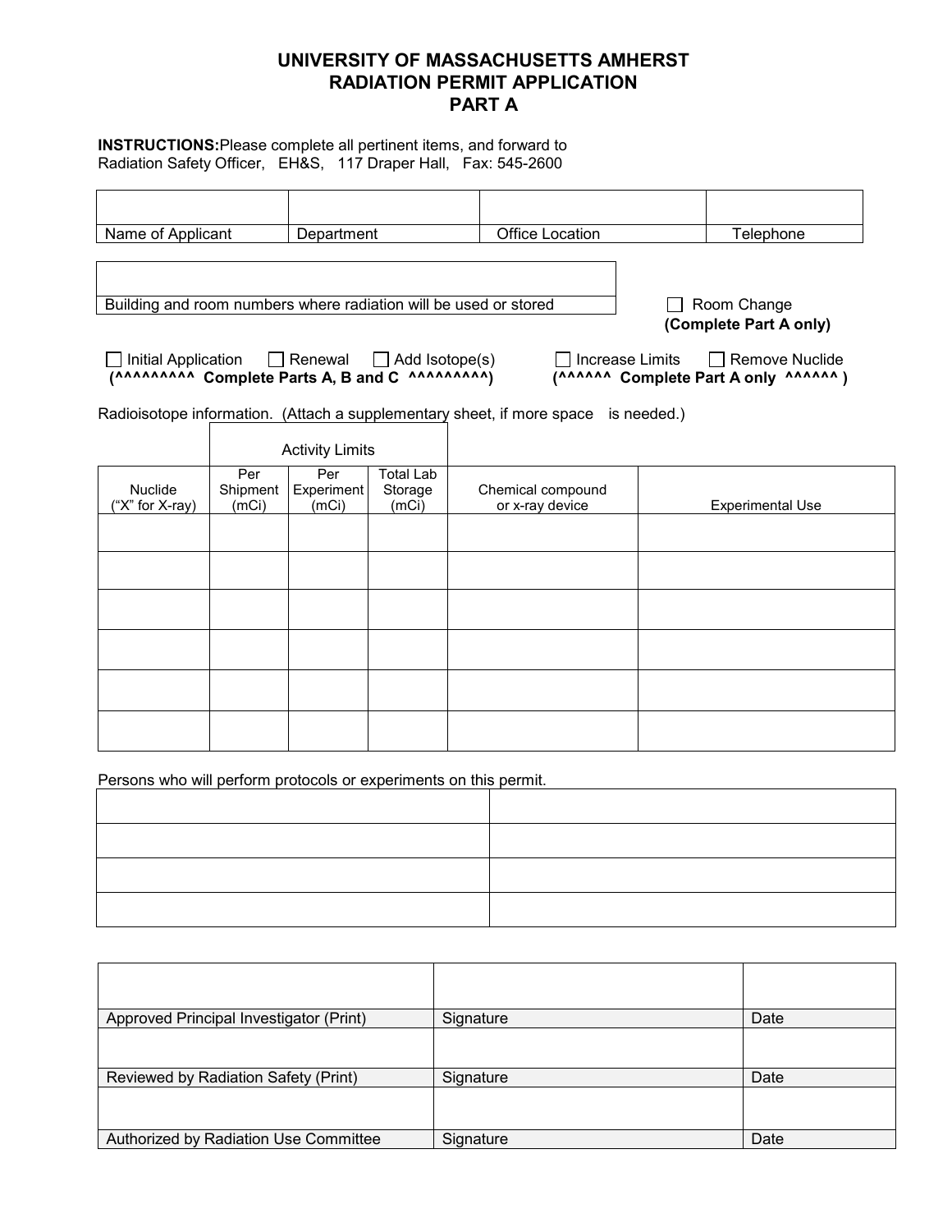# UNIVERSITY OF MASSACHUSETTS AMHERST
# RADIATION PERMIT APPLICATION
# PART A

**INSTRUCTIONS:** Please complete all pertinent items, and forward to Radiation Safety Officer, EH&S, 117 Draper Hall, Fax: 545-2600

| | | | |
|---|---|---|---|
| Name of Applicant | Department | Office Location | Telephone |

| |
|---|
| Building and room numbers where radiation will be used or stored |

☐ Room Change **(Complete Part A only)**

☐ Initial Application ☐ Renewal ☐ Add Isotope(s)
**(^^^^^^^^^ Complete Parts A, B and C ^^^^^^^^^)**

☐ Increase Limits ☐ Remove Nuclide
**(^^^^^^ Complete Part A only ^^^^^^ )**

Radioisotope information. (Attach a supplementary sheet, if more space is needed.)

| | Activity Limits | | | | |
|---|---|---|---|---|---|
| Nuclide ("X" for X-ray) | Per Shipment (mCi) | Per Experiment (mCi) | Total Lab Storage (mCi) | Chemical compound or x-ray device | Experimental Use |
| | | | | | |
| | | | | | |
| | | | | | |
| | | | | | |
| | | | | | |
| | | | | | |

Persons who will perform protocols or experiments on this permit.

| | |
|---|---|
| | |
| | |
| | |
| | |

| | | |
|---|---|---|
| Approved Principal Investigator (Print) | Signature | Date |
| | | |
| Reviewed by Radiation Safety (Print) | Signature | Date |
| | | |
| Authorized by Radiation Use Committee | Signature | Date |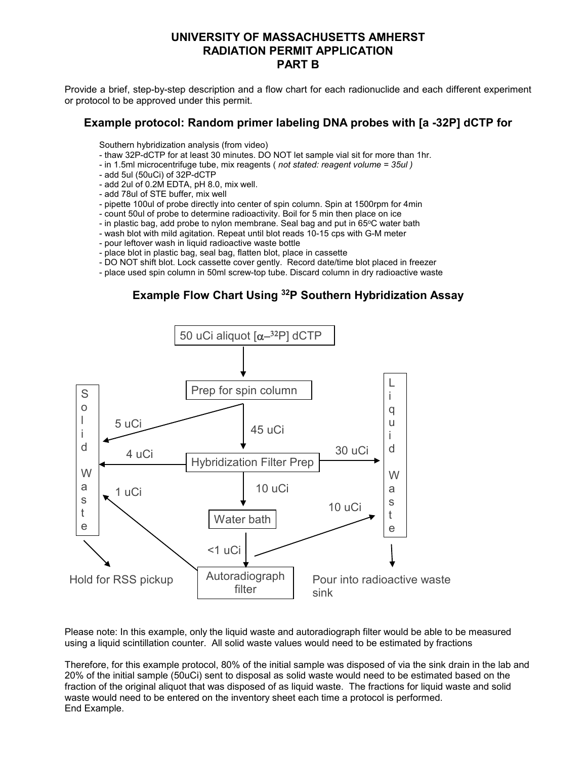**UNIVERSITY OF MASSACHUSETTS AMHERST**
**RADIATION PERMIT APPLICATION**
**PART B**

Provide a brief, step-by-step description and a flow chart for each radionuclide and each different experiment or protocol to be approved under this permit.

## Example protocol: Random primer labeling DNA probes with [a -32P] dCTP for

Southern hybridization analysis (from video)

- thaw 32P-dCTP for at least 30 minutes. DO NOT let sample vial sit for more than 1hr.
- in 1.5ml microcentrifuge tube, mix reagents ( *not stated: reagent volume = 35ul )*
- add 5ul (50uCi) of 32P-dCTP
- add 2ul of 0.2M EDTA, pH 8.0, mix well.
- add 78ul of STE buffer, mix well
- pipette 100ul of probe directly into center of spin column. Spin at 1500rpm for 4min
- count 50ul of probe to determine radioactivity. Boil for 5 min then place on ice
- in plastic bag, add probe to nylon membrane. Seal bag and put in 65°C water bath
- wash blot with mild agitation. Repeat until blot reads 10-15 cps with G-M meter
- pour leftover wash in liquid radioactive waste bottle
- place blot in plastic bag, seal bag, flatten blot, place in cassette
- DO NOT shift blot. Lock cassette cover gently. Record date/time blot placed in freezer
- place used spin column in 50ml screw-top tube. Discard column in dry radioactive waste

## Example Flow Chart Using $^{32}P$ Southern Hybridization Assay

- 50 uCi aliquot [$\alpha$–$^{32}$P] dCTP → Prep for spin column
- Prep for spin column → 5 uCi → Solid Waste
- Prep for spin column → 45 uCi → Hybridization Filter Prep
- Hybridization Filter Prep → 4 uCi → Solid Waste
- Hybridization Filter Prep → 30 uCi → Liquid Waste
- Hybridization Filter Prep → 10 uCi → Water bath
- Water bath → <1 uCi → Autoradiograph filter
- Water bath → 10 uCi → Liquid Waste
- Autoradiograph filter → 1 uCi → Solid Waste
- Solid Waste → Hold for RSS pickup
- Liquid Waste → Pour into radioactive waste sink

Please note: In this example, only the liquid waste and autoradiograph filter would be able to be measured using a liquid scintillation counter. All solid waste values would need to be estimated by fractions

Therefore, for this example protocol, 80% of the initial sample was disposed of via the sink drain in the lab and 20% of the initial sample (50uCi) sent to disposal as solid waste would need to be estimated based on the fraction of the original aliquot that was disposed of as liquid waste. The fractions for liquid waste and solid waste would need to be entered on the inventory sheet each time a protocol is performed.
End Example.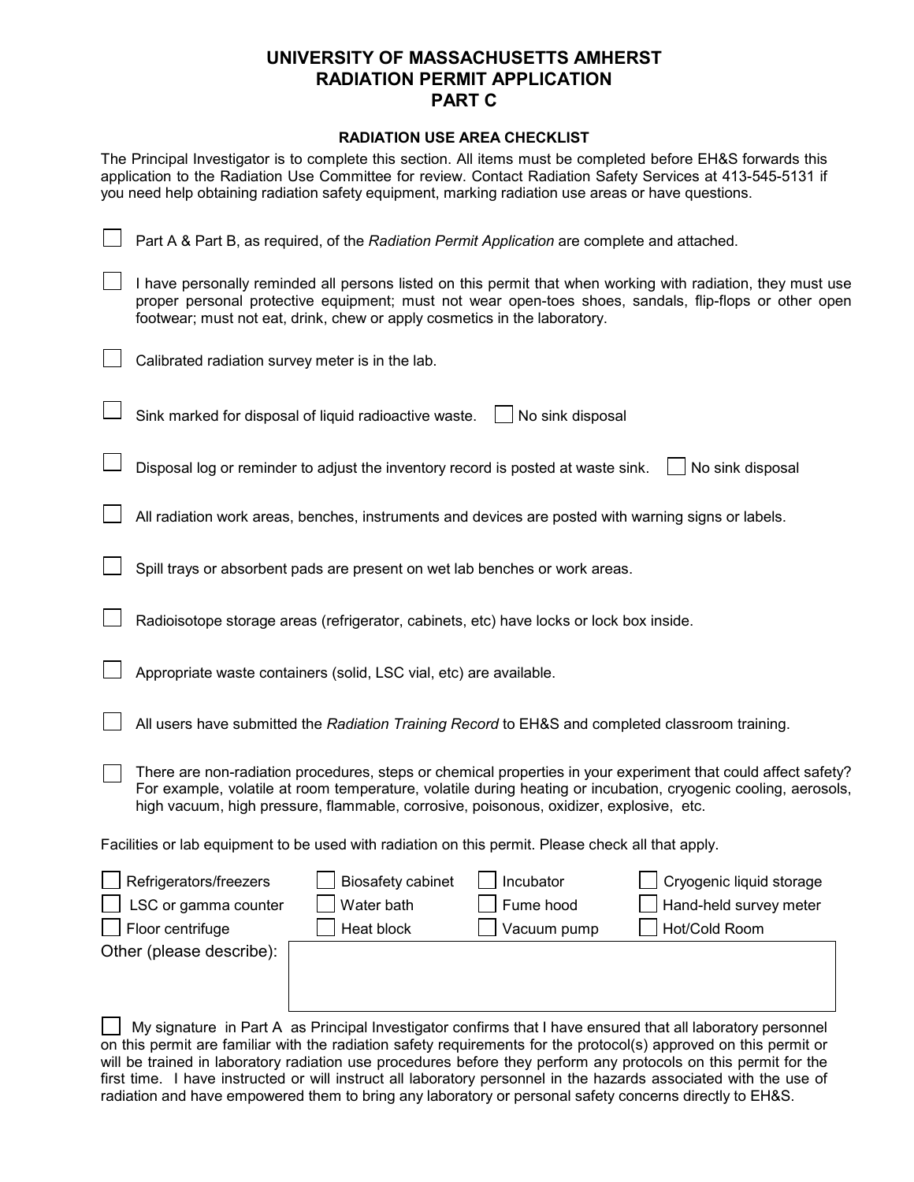# UNIVERSITY OF MASSACHUSETTS AMHERST
# RADIATION PERMIT APPLICATION
# PART C

### RADIATION USE AREA CHECKLIST

The Principal Investigator is to complete this section. All items must be completed before EH&S forwards this application to the Radiation Use Committee for review. Contact Radiation Safety Services at 413-545-5131 if you need help obtaining radiation safety equipment, marking radiation use areas or have questions.

- ☐ Part A & Part B, as required, of the *Radiation Permit Application* are complete and attached.
- ☐ I have personally reminded all persons listed on this permit that when working with radiation, they must use proper personal protective equipment; must not wear open-toes shoes, sandals, flip-flops or other open footwear; must not eat, drink, chew or apply cosmetics in the laboratory.
- ☐ Calibrated radiation survey meter is in the lab.
- ☐ Sink marked for disposal of liquid radioactive waste. ☐ No sink disposal
- ☐ Disposal log or reminder to adjust the inventory record is posted at waste sink. ☐ No sink disposal
- ☐ All radiation work areas, benches, instruments and devices are posted with warning signs or labels.
- ☐ Spill trays or absorbent pads are present on wet lab benches or work areas.
- ☐ Radioisotope storage areas (refrigerator, cabinets, etc) have locks or lock box inside.
- ☐ Appropriate waste containers (solid, LSC vial, etc) are available.
- ☐ All users have submitted the *Radiation Training Record* to EH&S and completed classroom training.
- ☐ There are non-radiation procedures, steps or chemical properties in your experiment that could affect safety? For example, volatile at room temperature, volatile during heating or incubation, cryogenic cooling, aerosols, high vacuum, high pressure, flammable, corrosive, poisonous, oxidizer, explosive, etc.

Facilities or lab equipment to be used with radiation on this permit. Please check all that apply.

| | | | |
|---|---|---|---|
| ☐ Refrigerators/freezers | ☐ Biosafety cabinet | ☐ Incubator | ☐ Cryogenic liquid storage |
| ☐ LSC or gamma counter | ☐ Water bath | ☐ Fume hood | ☐ Hand-held survey meter |
| ☐ Floor centrifuge | ☐ Heat block | ☐ Vacuum pump | ☐ Hot/Cold Room |

Other (please describe):

☐ My signature in Part A as Principal Investigator confirms that I have ensured that all laboratory personnel on this permit are familiar with the radiation safety requirements for the protocol(s) approved on this permit or will be trained in laboratory radiation use procedures before they perform any protocols on this permit for the first time. I have instructed or will instruct all laboratory personnel in the hazards associated with the use of radiation and have empowered them to bring any laboratory or personal safety concerns directly to EH&S.